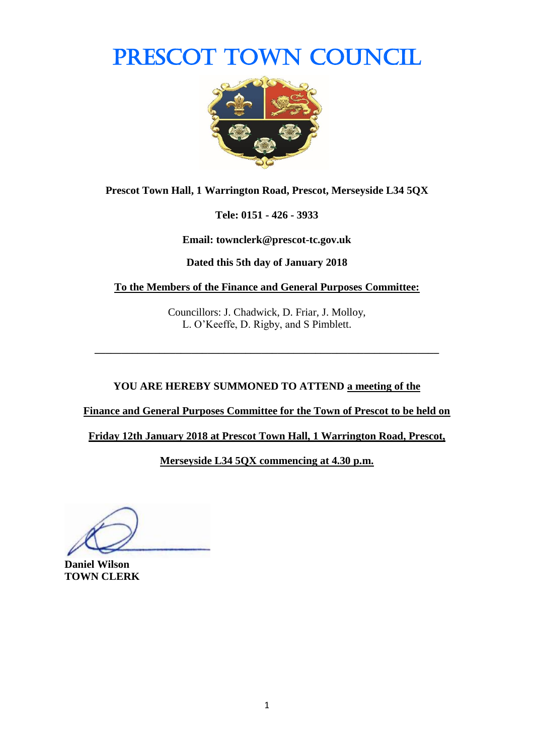# PRESCOT TOWN COUNCIL

**Prescot Town Hall, 1 Warrington Road, Prescot, Merseyside L34 5QX**

**Tele: 0151 - 426 - 3933**

**Email: townclerk@prescot-tc.gov.uk**

**Dated this 5th day of January 2018**

**To the Members of the Finance and General Purposes Committee:**

Councillors: J. Chadwick, D. Friar, J. Molloy,
L. O'Keeffe, D. Rigby, and S Pimblett.

---

**YOU ARE HEREBY SUMMONED TO ATTEND a meeting of the Finance and General Purposes Committee for the Town of Prescot to be held on Friday 12th January 2018 at Prescot Town Hall, 1 Warrington Road, Prescot, Merseyside L34 5QX commencing at 4.30 p.m.**

**Daniel Wilson**
**TOWN CLERK**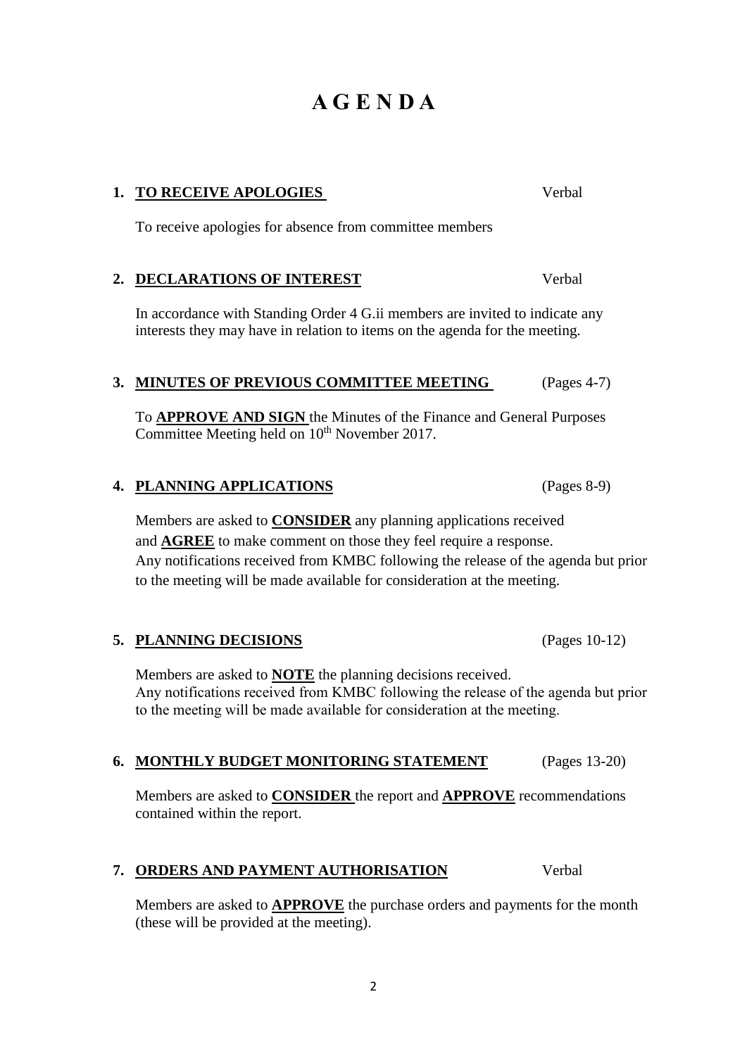# A G E N D A

**1. <u>TO RECEIVE APOLOGIES</u>** Verbal

To receive apologies for absence from committee members

**2. <u>DECLARATIONS OF INTEREST</u>** Verbal

In accordance with Standing Order 4 G.ii members are invited to indicate any interests they may have in relation to items on the agenda for the meeting.

**3. <u>MINUTES OF PREVIOUS COMMITTEE MEETING</u>** (Pages 4-7)

To **<u>APPROVE AND SIGN</u>** the Minutes of the Finance and General Purposes Committee Meeting held on 10th November 2017.

**4. <u>PLANNING APPLICATIONS</u>** (Pages 8-9)

Members are asked to **<u>CONSIDER</u>** any planning applications received and **<u>AGREE</u>** to make comment on those they feel require a response. Any notifications received from KMBC following the release of the agenda but prior to the meeting will be made available for consideration at the meeting.

**5. <u>PLANNING DECISIONS</u>** (Pages 10-12)

Members are asked to **<u>NOTE</u>** the planning decisions received. Any notifications received from KMBC following the release of the agenda but prior to the meeting will be made available for consideration at the meeting.

**6. <u>MONTHLY BUDGET MONITORING STATEMENT</u>** (Pages 13-20)

Members are asked to **<u>CONSIDER</u>** the report and **<u>APPROVE</u>** recommendations contained within the report.

**7. <u>ORDERS AND PAYMENT AUTHORISATION</u>** Verbal

Members are asked to **<u>APPROVE</u>** the purchase orders and payments for the month (these will be provided at the meeting).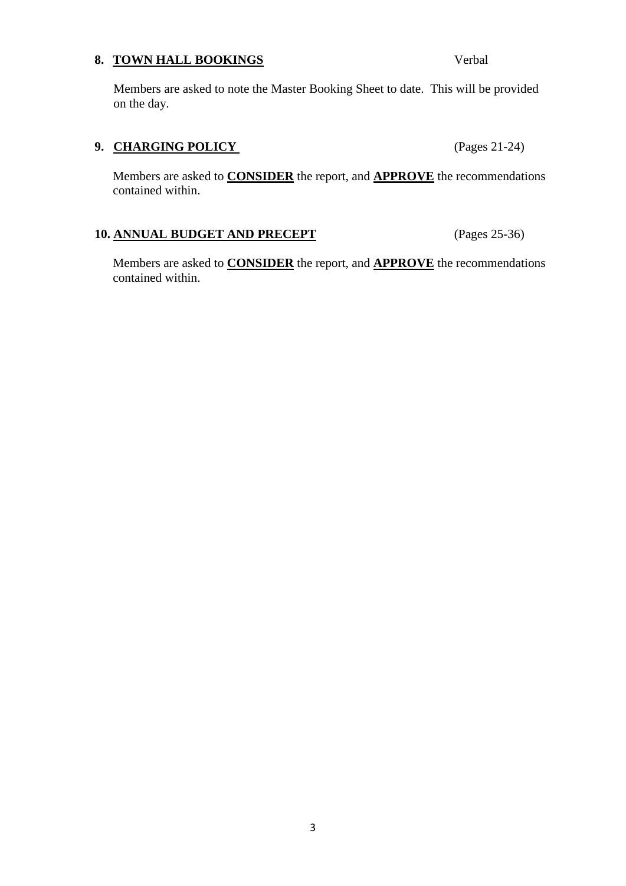**8. TOWN HALL BOOKINGS** Verbal

Members are asked to note the Master Booking Sheet to date. This will be provided on the day.

**9. CHARGING POLICY** (Pages 21-24)

Members are asked to **CONSIDER** the report, and **APPROVE** the recommendations contained within.

**10. ANNUAL BUDGET AND PRECEPT** (Pages 25-36)

Members are asked to **CONSIDER** the report, and **APPROVE** the recommendations contained within.